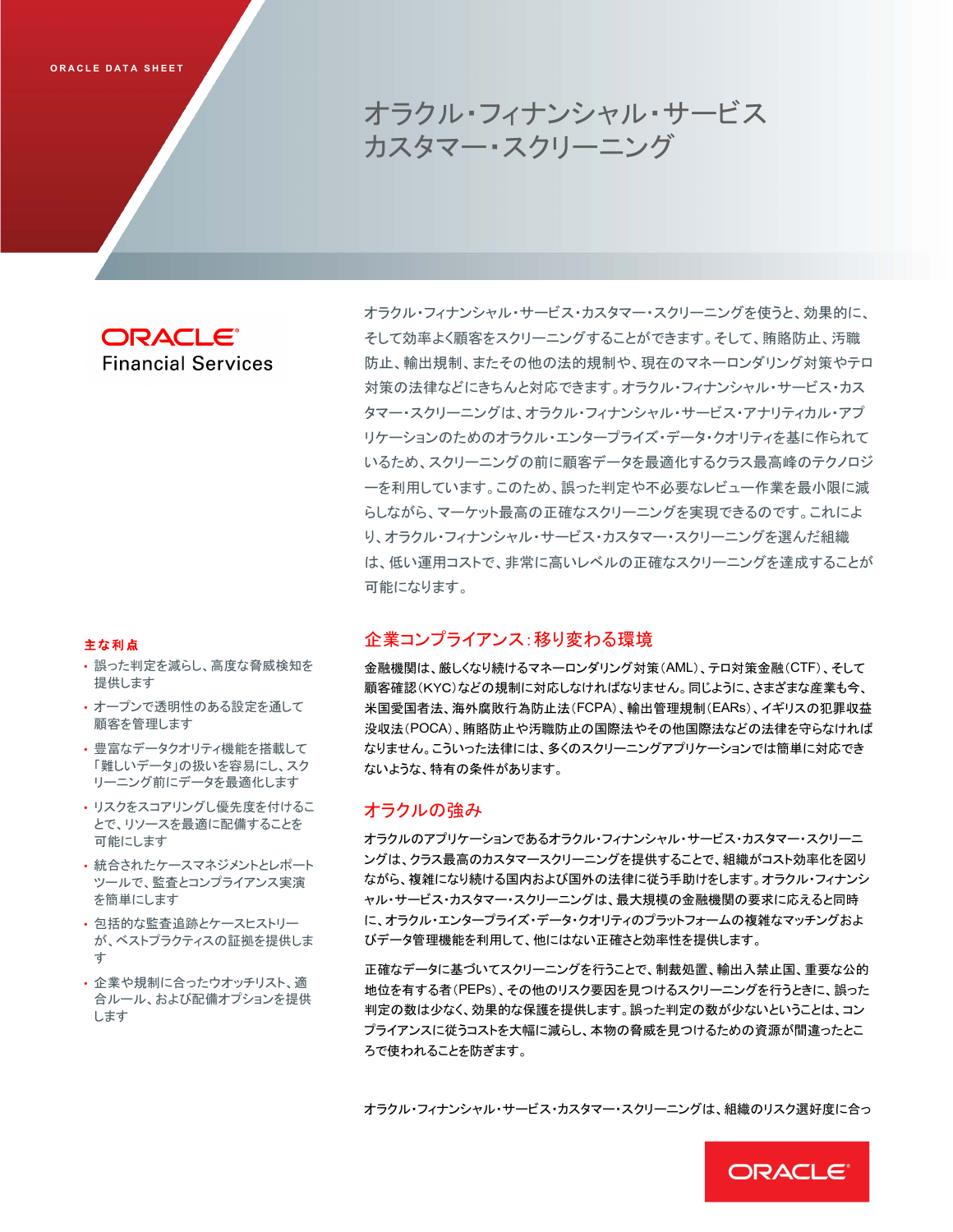ORACLE DATA SHEET

# オラクル・フィナンシャル・サービス カスタマー・スクリーニング

ORACLE Financial Services

オラクル・フィナンシャル・サービス・カスタマー・スクリーニングを使うと、効果的に、そして効率よく顧客をスクリーニングすることができます。そして、賄賂防止、汚職防止、輸出規制、またその他の法的規制や、現在のマネーロンダリング対策やテロ対策の法律などにきちんと対応できます。オラクル・フィナンシャル・サービス・カスタマー・スクリーニングは、オラクル・フィナンシャル・サービス・アナリティカル・アプリケーションのためのオラクル・エンタープライズ・データ・クオリティを基に作られているため、スクリーニングの前に顧客データを最適化するクラス最高峰のテクノロジーを利用しています。このため、誤った判定や不必要なレビュー作業を最小限に減らしながら、マーケット最高の正確なスクリーニングを実現できるのです。これにより、オラクル・フィナンシャル・サービス・カスタマー・スクリーニングを選んだ組織は、低い運用コストで、非常に高いレベルの正確なスクリーニングを達成することが可能になります。

## 企業コンプライアンス：移り変わる環境

金融機関は、厳しくなり続けるマネーロンダリング対策（AML）、テロ対策金融（CTF）、そして顧客確認（KYC）などの規制に対応しなければなりません。同じように、さまざまな産業も今、米国愛国者法、海外腐敗行為防止法（FCPA）、輸出管理規制（EARs）、イギリスの犯罪収益没収法（POCA）、賄賂防止や汚職防止の国際法やその他国際法などの法律を守らなければなりません。こういった法律には、多くのスクリーニングアプリケーションでは簡単に対応できないような、特有の条件があります。

## オラクルの強み

オラクルのアプリケーションであるオラクル・フィナンシャル・サービス・カスタマー・スクリーニングは、クラス最高のカスタマースクリーニングを提供することで、組織がコスト効率化を図りながら、複雑になり続ける国内および国外の法律に従う手助けをします。オラクル・フィナンシャル・サービス・カスタマー・スクリーニングは、最大規模の金融機関の要求に応えると同時に、オラクル・エンタープライズ・データ・クオリティのプラットフォームの複雑なマッチングおよびデータ管理機能を利用して、他にはない正確さと効率性を提供します。

正確なデータに基づいてスクリーニングを行うことで、制裁処置、輸出入禁止国、重要な公的地位を有する者（PEPs）、その他のリスク要因を見つけるスクリーニングを行うときに、誤った判定の数は少なく、効果的な保護を提供します。誤った判定の数が少ないということは、コンプライアンスに従うコストを大幅に減らし、本物の脅威を見つけるための資源が間違ったところで使われることを防ぎます。

オラクル・フィナンシャル・サービス・カスタマー・スクリーニングは、組織のリスク選好度に合っ

### 主な利点

- 誤った判定を減らし、高度な脅威検知を提供します
- オープンで透明性のある設定を通して顧客を管理します
- 豊富なデータクオリティ機能を搭載して「難しいデータ」の扱いを容易にし、スクリーニング前にデータを最適化します
- リスクをスコアリングし優先度を付けることで、リソースを最適に配備することを可能にします
- 統合されたケースマネジメントとレポートツールで、監査とコンプライアンス実演を簡単にします
- 包括的な監査追跡とケースヒストリーが、ベストプラクティスの証拠を提供します
- 企業や規制に合ったウオッチリスト、適合ルール、および配備オプションを提供します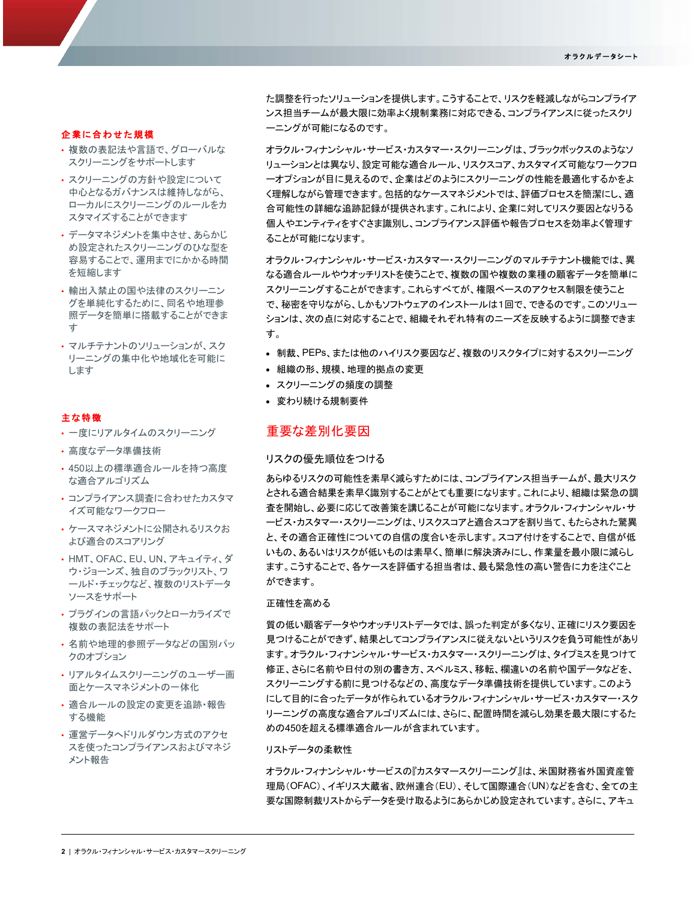### 企業に合わせた規模

- 複数の表記法や言語で、グローバルなスクリーニングをサポートします
- スクリーニングの方針や設定について中心となるガバナンスは維持しながら、ローカルにスクリーニングのルールをカスタマイズすることができます
- データマネジメントを集中させ、あらかじめ設定されたスクリーニングのひな型を容易することで、運用までにかかる時間を短縮します
- 輸出入禁止の国や法律のスクリーニングを単純化するために、同名や地理参照データを簡単に搭載することができます
- マルチテナントのソリューションが、スクリーニングの集中化や地域化を可能にします

### 主な特徴

- 一度にリアルタイムのスクリーニング
- 高度なデータ準備技術
- 450以上の標準適合ルールを持つ高度な適合アルゴリズム
- コンプライアンス調査に合わせたカスタマイズ可能なワークフロー
- ケースマネジメントに公開されるリスクおよび適合のスコアリング
- HMT、OFAC、EU、UN、アキュイティ、ダウ・ジョーンズ、独自のブラックリスト、ワールド・チェックなど、複数のリストデータソースをサポート
- プラグインの言語パックとローカライズで複数の表記法をサポート
- 名前や地理的参照データなどの国別パックのオプション
- リアルタイムスクリーニングのユーザー画面とケースマネジメントの一体化
- 適合ルールの設定の変更を追跡・報告する機能
- 運営データへドリルダウン方式のアクセスを使ったコンプライアンスおよびマネジメント報告

た調整を行ったソリューションを提供します。こうすることで、リスクを軽減しながらコンプライアンス担当チームが最大限に効率よく規制業務に対応できる、コンプライアンスに従ったスクリーニングが可能になるのです。

オラクル・フィナンシャル・サービス・カスタマー・スクリーニングは、ブラックボックスのようなソリューションとは異なり、設定可能な適合ルール、リスクスコア、カスタマイズ可能なワークフローオプションが目に見えるので、企業はどのようにスクリーニングの性能を最適化するかをよく理解しながら管理できます。包括的なケースマネジメントでは、評価プロセスを簡潔にし、適合可能性の詳細な追跡記録が提供されます。これにより、企業に対してリスク要因となりうる個人やエンティティをすぐさま識別し、コンプライアンス評価や報告プロセスを効率よく管理することが可能になります。

オラクル・フィナンシャル・サービス・カスタマー・スクリーニングのマルチテナント機能では、異なる適合ルールやウオッチリストを使うことで、複数の国や複数の業種の顧客データを簡単にスクリーニングすることができます。これらすべてが、権限ベースのアクセス制限を使うことで、秘密を守りながら、しかもソフトウェアのインストールは1回で、できるのです。このソリューションは、次の点に対応することで、組織それぞれ特有のニーズを反映するように調整できます。

- 制裁、PEPs、または他のハイリスク要因など、複数のリスクタイプに対するスクリーニング
- 組織の形、規模、地理的拠点の変更
- スクリーニングの頻度の調整
- 変わり続ける規制要件

## 重要な差別化要因

### リスクの優先順位をつける

あらゆるリスクの可能性を素早く減らすためには、コンプライアンス担当チームが、最大リスクとされる適合結果を素早く識別することがとても重要になります。これにより、組織は緊急の調査を開始し、必要に応じて改善策を講じることが可能になります。オラクル・フィナンシャル・サービス・カスタマー・スクリーニングは、リスクスコアと適合スコアを割り当て、もたらされた驚異と、その適合正確性についての自信の度合いを示します。スコア付けをすることで、自信が低いもの、あるいはリスクが低いものは素早く、簡単に解決済みにし、作業量を最小限に減らします。こうすることで、各ケースを評価する担当者は、最も緊急性の高い警告に力を注ぐことができます。

### 正確性を高める

質の低い顧客データやウオッチリストデータでは、誤った判定が多くなり、正確にリスク要因を見つけることができず、結果としてコンプライアンスに従えないというリスクを負う可能性があります。オラクル・フィナンシャル・サービス・カスタマー・スクリーニングは、タイプミスを見つけて修正、さらに名前や日付の別の書き方、スペルミス、移転、欄違いの名前や国データなどを、スクリーニングする前に見つけるなどの、高度なデータ準備技術を提供しています。このようにして目的に合ったデータが作られているオラクル・フィナンシャル・サービス・カスタマー・スクリーニングの高度な適合アルゴリズムには、さらに、配置時間を減らし効果を最大限にするための450を超える標準適合ルールが含まれています。

### リストデータの柔軟性

オラクル・フィナンシャル・サービスの『カスタマースクリーニング』は、米国財務省外国資産管理局（OFAC）、イギリス大蔵省、欧州連合（EU）、そして国際連合（UN）などを含む、全ての主要な国際制裁リストからデータを受け取るようにあらかじめ設定されています。さらに、アキュ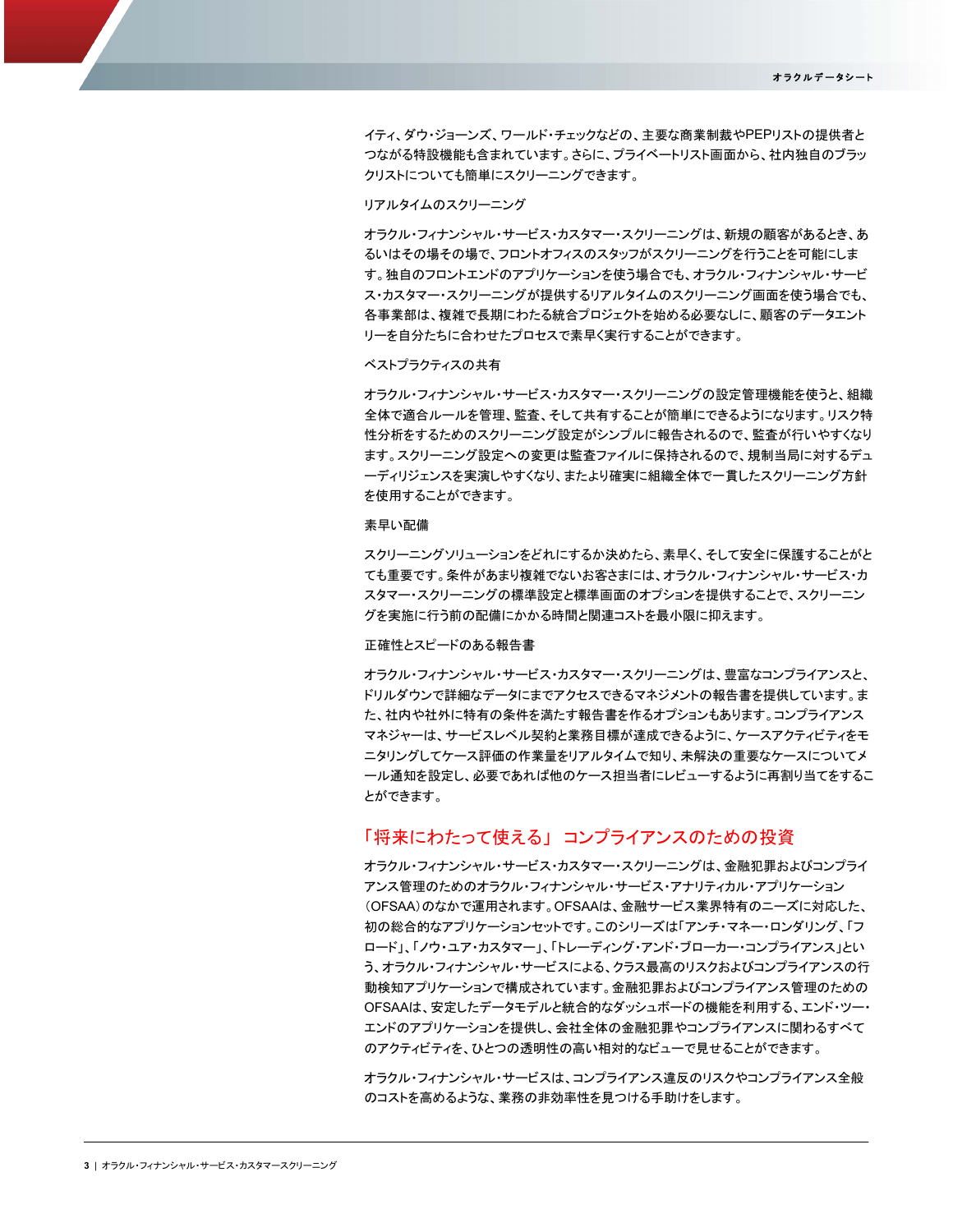イティ、ダウ・ジョーンズ、ワールド・チェックなどの、主要な商業制裁やPEPリストの提供者とつながる特設機能も含まれています。さらに、プライベートリスト画面から、社内独自のブラックリストについても簡単にスクリーニングできます。

リアルタイムのスクリーニング

オラクル・フィナンシャル・サービス・カスタマー・スクリーニングは、新規の顧客があるとき、あるいはその場その場で、フロントオフィスのスタッフがスクリーニングを行うことを可能にします。独自のフロントエンドのアプリケーションを使う場合でも、オラクル・フィナンシャル・サービス・カスタマー・スクリーニングが提供するリアルタイムのスクリーニング画面を使う場合でも、各事業部は、複雑で長期にわたる統合プロジェクトを始める必要なしに、顧客のデータエントリーを自分たちに合わせたプロセスで素早く実行することができます。

ベストプラクティスの共有

オラクル・フィナンシャル・サービス・カスタマー・スクリーニングの設定管理機能を使うと、組織全体で適合ルールを管理、監査、そして共有することが簡単にできるようになります。リスク特性分析をするためのスクリーニング設定がシンプルに報告されるので、監査が行いやすくなります。スクリーニング設定への変更は監査ファイルに保持されるので、規制当局に対するデューディリジェンスを実演しやすくなり、またより確実に組織全体で一貫したスクリーニング方針を使用することができます。

素早い配備

スクリーニングソリューションをどれにするか決めたら、素早く、そして安全に保護することがとても重要です。条件があまり複雑でないお客さまには、オラクル・フィナンシャル・サービス・カスタマー・スクリーニングの標準設定と標準画面のオプションを提供することで、スクリーニングを実施に行う前の配備にかかる時間と関連コストを最小限に抑えます。

正確性とスピードのある報告書

オラクル・フィナンシャル・サービス・カスタマー・スクリーニングは、豊富なコンプライアンスと、ドリルダウンで詳細なデータにまでアクセスできるマネジメントの報告書を提供しています。また、社内や社外に特有の条件を満たす報告書を作るオプションもあります。コンプライアンスマネジャーは、サービスレベル契約と業務目標が達成できるように、ケースアクティビティをモニタリングしてケース評価の作業量をリアルタイムで知り、未解決の重要なケースについてメール通知を設定し、必要であれば他のケース担当者にレビューするように再割り当てをすることができます。

## 「将来にわたって使える」 コンプライアンスのための投資

オラクル・フィナンシャル・サービス・カスタマー・スクリーニングは、金融犯罪およびコンプライアンス管理のためのオラクル・フィナンシャル・サービス・アナリティカル・アプリケーション（OFSAA）のなかで運用されます。OFSAAは、金融サービス業界特有のニーズに対応した、初の総合的なアプリケーションセットです。このシリーズは「アンチ・マネー・ロンダリング」、「フロード」、「ノウ・ユア・カスタマー」、「トレーディング・アンド・ブローカー・コンプライアンス」という、オラクル・フィナンシャル・サービスによる、クラス最高のリスクおよびコンプライアンスの行動検知アプリケーションで構成されています。金融犯罪およびコンプライアンス管理のためのOFSAAは、安定したデータモデルと統合的なダッシュボードの機能を利用する、エンド・ツー・エンドのアプリケーションを提供し、会社全体の金融犯罪やコンプライアンスに関わるすべてのアクティビティを、ひとつの透明性の高い相対的なビューで見せることができます。

オラクル・フィナンシャル・サービスは、コンプライアンス違反のリスクやコンプライアンス全般のコストを高めるような、業務の非効率性を見つける手助けをします。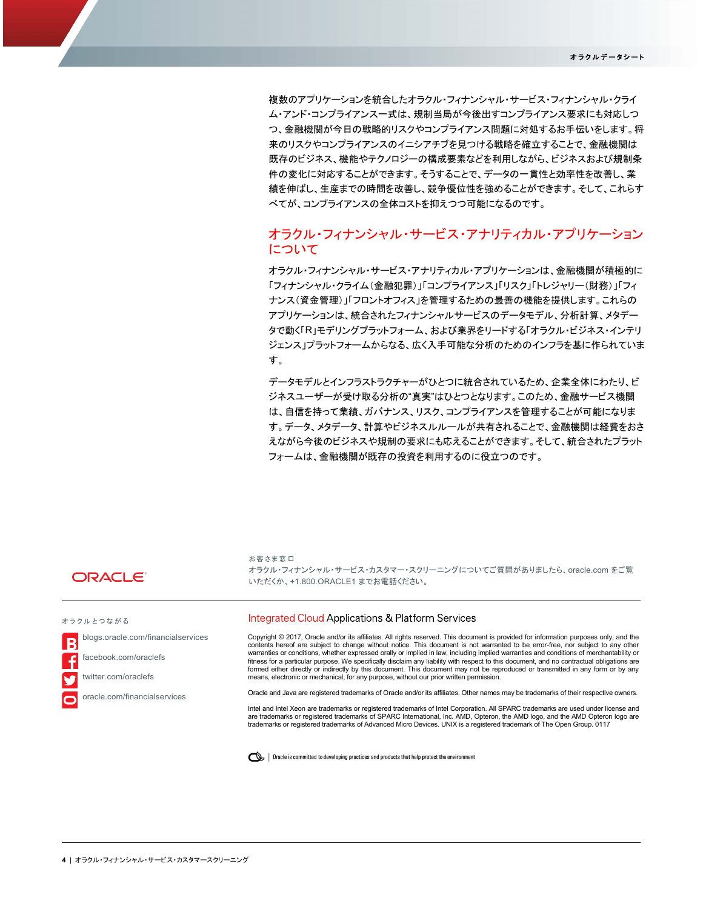複数のアプリケーションを統合したオラクル・フィナンシャル・サービス・フィナンシャル・クライム・アンド・コンプライアンス一式は、規制当局が今後出すコンプライアンス要求にも対応しつつ、金融機関が今日の戦略的リスクやコンプライアンス問題に対処するお手伝いをします。将来のリスクやコンプライアンスのイニシアチブを見つける戦略を確立することで、金融機関は既存のビジネス、機能やテクノロジーの構成要素などを利用しながら、ビジネスおよび規制条件の変化に対応することができます。そうすることで、データの一貫性と効率性を改善し、業績を伸ばし、生産までの時間を改善し、競争優位性を強めることができます。そして、これらすべてが、コンプライアンスの全体コストを抑えつつ可能になるのです。

## オラクル・フィナンシャル・サービス・アナリティカル・アプリケーションについて

オラクル・フィナンシャル・サービス・アナリティカル・アプリケーションは、金融機関が積極的に「フィナンシャル・クライム（金融犯罪）」「コンプライアンス」「リスク」「トレジャリー（財務）」「フィナンス（資金管理）」「フロントオフィス」を管理するための最善の機能を提供します。これらのアプリケーションは、統合されたフィナンシャルサービスのデータモデル、分析計算、メタデータで動く「R」モデリングプラットフォーム、および業界をリードする「オラクル・ビジネス・インテリジェンス」プラットフォームからなる、広く入手可能な分析のためのインフラを基に作られています。

データモデルとインフラストラクチャーがひとつに統合されているため、企業全体にわたり、ビジネスユーザーが受け取る分析の“真実”はひとつとなります。このため、金融サービス機関は、自信を持って業績、ガバナンス、リスク、コンプライアンスを管理することが可能になります。データ、メタデータ、計算やビジネスルルールが共有されることで、金融機関は経費をおさえながら今後のビジネスや規制の要求にも応えることができます。そして、統合されたプラットフォームは、金融機関が既存の投資を利用するのに役立つのです。

ORACLE

お客さま窓口

オラクル・フィナンシャル・サービス・カスタマー・スクリーニングについてご質問がありましたら、oracle.com をご覧いただくか、+1.800.ORACLE1 までお電話ください。

オラクルとつながる

- blogs.oracle.com/financialservices
- facebook.com/oraclefs
- twitter.com/oraclefs
- oracle.com/financialservices

Integrated Cloud Applications & Platform Services

Copyright © 2017, Oracle and/or its affiliates. All rights reserved. This document is provided for information purposes only, and the contents hereof are subject to change without notice. This document is not warranted to be error-free, nor subject to any other warranties or conditions, whether expressed orally or implied in law, including implied warranties and conditions of merchantability or fitness for a particular purpose. We specifically disclaim any liability with respect to this document, and no contractual obligations are formed either directly or indirectly by this document. This document may not be reproduced or transmitted in any form or by any means, electronic or mechanical, for any purpose, without our prior written permission.

Oracle and Java are registered trademarks of Oracle and/or its affiliates. Other names may be trademarks of their respective owners.

Intel and Intel Xeon are trademarks or registered trademarks of Intel Corporation. All SPARC trademarks are used under license and are trademarks or registered trademarks of SPARC International, Inc. AMD, Opteron, the AMD logo, and the AMD Opteron logo are trademarks or registered trademarks of Advanced Micro Devices. UNIX is a registered trademark of The Open Group. 0117

Oracle is committed to developing practices and products that help protect the environment